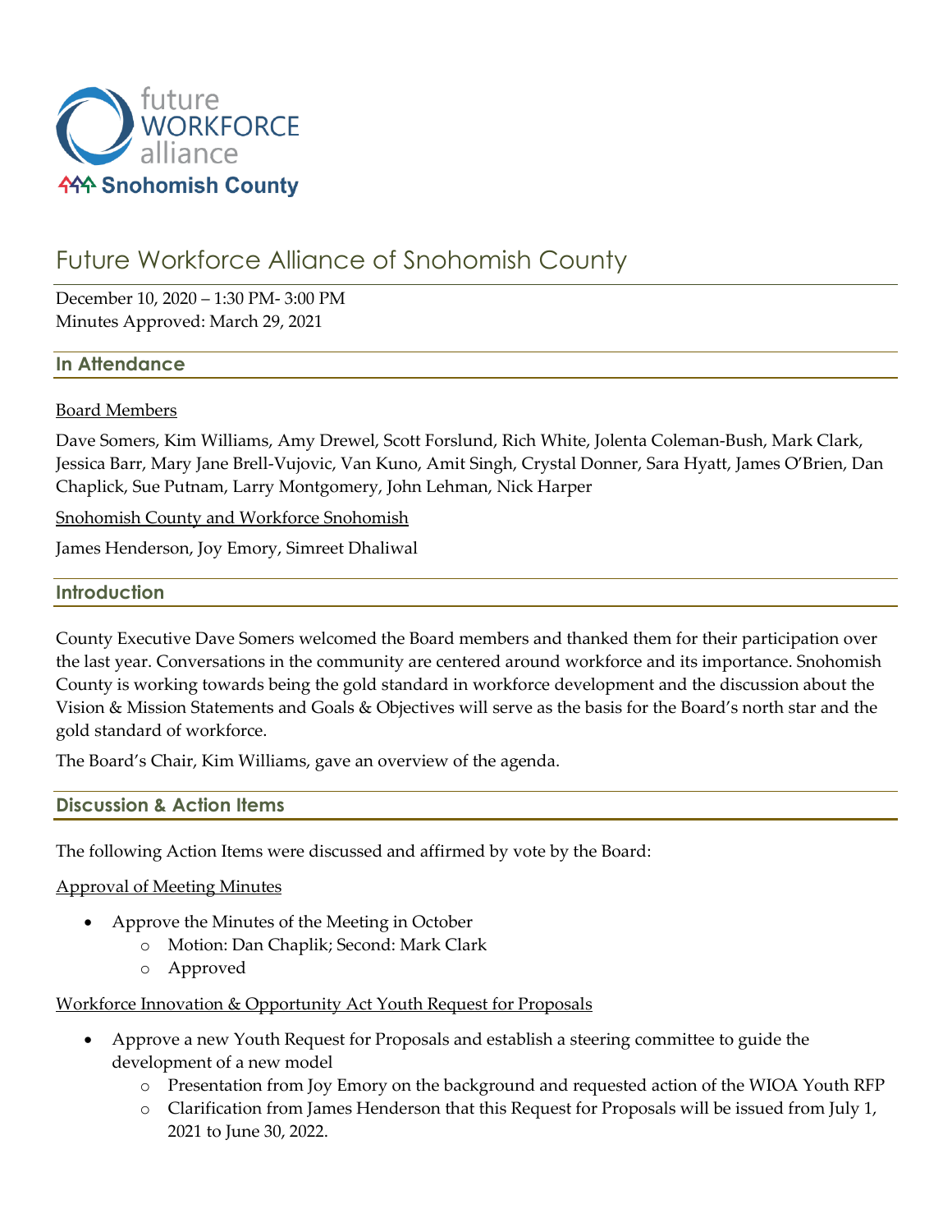# Future Workforce Alliance of Snohomish County

December 10, 2020 – 1:30 PM- 3:00 PM
Minutes Approved: March 29, 2021

## In Attendance

Board Members

Dave Somers, Kim Williams, Amy Drewel, Scott Forslund, Rich White, Jolenta Coleman-Bush, Mark Clark, Jessica Barr, Mary Jane Brell-Vujovic, Van Kuno, Amit Singh, Crystal Donner, Sara Hyatt, James O'Brien, Dan Chaplick, Sue Putnam, Larry Montgomery, John Lehman, Nick Harper

Snohomish County and Workforce Snohomish

James Henderson, Joy Emory, Simreet Dhaliwal

## Introduction

County Executive Dave Somers welcomed the Board members and thanked them for their participation over the last year. Conversations in the community are centered around workforce and its importance. Snohomish County is working towards being the gold standard in workforce development and the discussion about the Vision & Mission Statements and Goals & Objectives will serve as the basis for the Board's north star and the gold standard of workforce.

The Board's Chair, Kim Williams, gave an overview of the agenda.

## Discussion & Action Items

The following Action Items were discussed and affirmed by vote by the Board:

Approval of Meeting Minutes

- Approve the Minutes of the Meeting in October
  - Motion: Dan Chaplik; Second: Mark Clark
  - Approved

Workforce Innovation & Opportunity Act Youth Request for Proposals

- Approve a new Youth Request for Proposals and establish a steering committee to guide the development of a new model
  - Presentation from Joy Emory on the background and requested action of the WIOA Youth RFP
  - Clarification from James Henderson that this Request for Proposals will be issued from July 1, 2021 to June 30, 2022.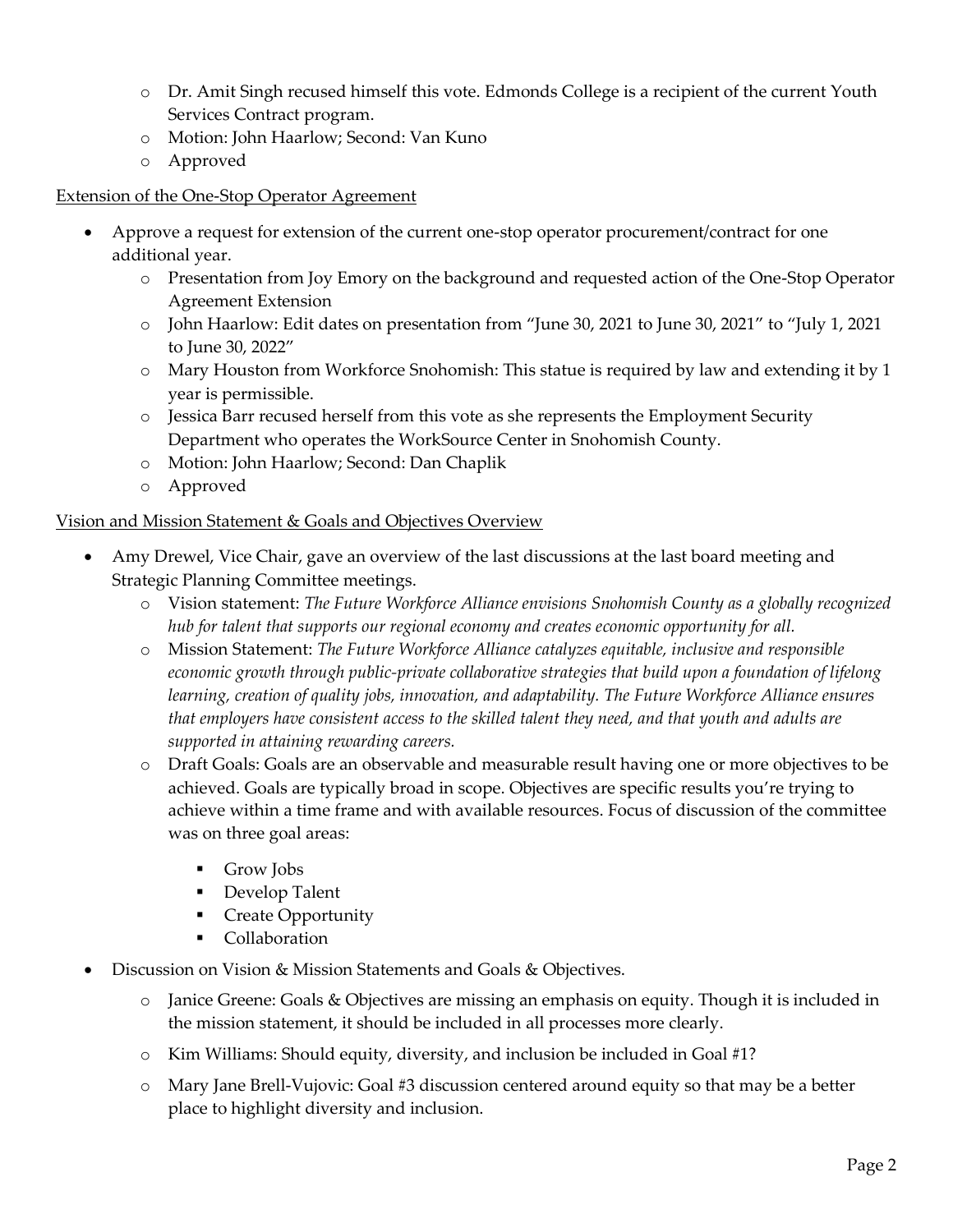- Dr. Amit Singh recused himself this vote. Edmonds College is a recipient of the current Youth Services Contract program.
- Motion: John Haarlow; Second: Van Kuno
- Approved

<u>Extension of the One-Stop Operator Agreement</u>

- Approve a request for extension of the current one-stop operator procurement/contract for one additional year.
  - Presentation from Joy Emory on the background and requested action of the One-Stop Operator Agreement Extension
  - John Haarlow: Edit dates on presentation from "June 30, 2021 to June 30, 2021" to "July 1, 2021 to June 30, 2022"
  - Mary Houston from Workforce Snohomish: This statue is required by law and extending it by 1 year is permissible.
  - Jessica Barr recused herself from this vote as she represents the Employment Security Department who operates the WorkSource Center in Snohomish County.
  - Motion: John Haarlow; Second: Dan Chaplik
  - Approved

<u>Vision and Mission Statement & Goals and Objectives Overview</u>

- Amy Drewel, Vice Chair, gave an overview of the last discussions at the last board meeting and Strategic Planning Committee meetings.
  - Vision statement: *The Future Workforce Alliance envisions Snohomish County as a globally recognized hub for talent that supports our regional economy and creates economic opportunity for all.*
  - Mission Statement: *The Future Workforce Alliance catalyzes equitable, inclusive and responsible economic growth through public-private collaborative strategies that build upon a foundation of lifelong learning, creation of quality jobs, innovation, and adaptability. The Future Workforce Alliance ensures that employers have consistent access to the skilled talent they need, and that youth and adults are supported in attaining rewarding careers.*
  - Draft Goals: Goals are an observable and measurable result having one or more objectives to be achieved. Goals are typically broad in scope. Objectives are specific results you're trying to achieve within a time frame and with available resources. Focus of discussion of the committee was on three goal areas:
    - Grow Jobs
    - Develop Talent
    - Create Opportunity
    - Collaboration
- Discussion on Vision & Mission Statements and Goals & Objectives.
  - Janice Greene: Goals & Objectives are missing an emphasis on equity. Though it is included in the mission statement, it should be included in all processes more clearly.
  - Kim Williams: Should equity, diversity, and inclusion be included in Goal #1?
  - Mary Jane Brell-Vujovic: Goal #3 discussion centered around equity so that may be a better place to highlight diversity and inclusion.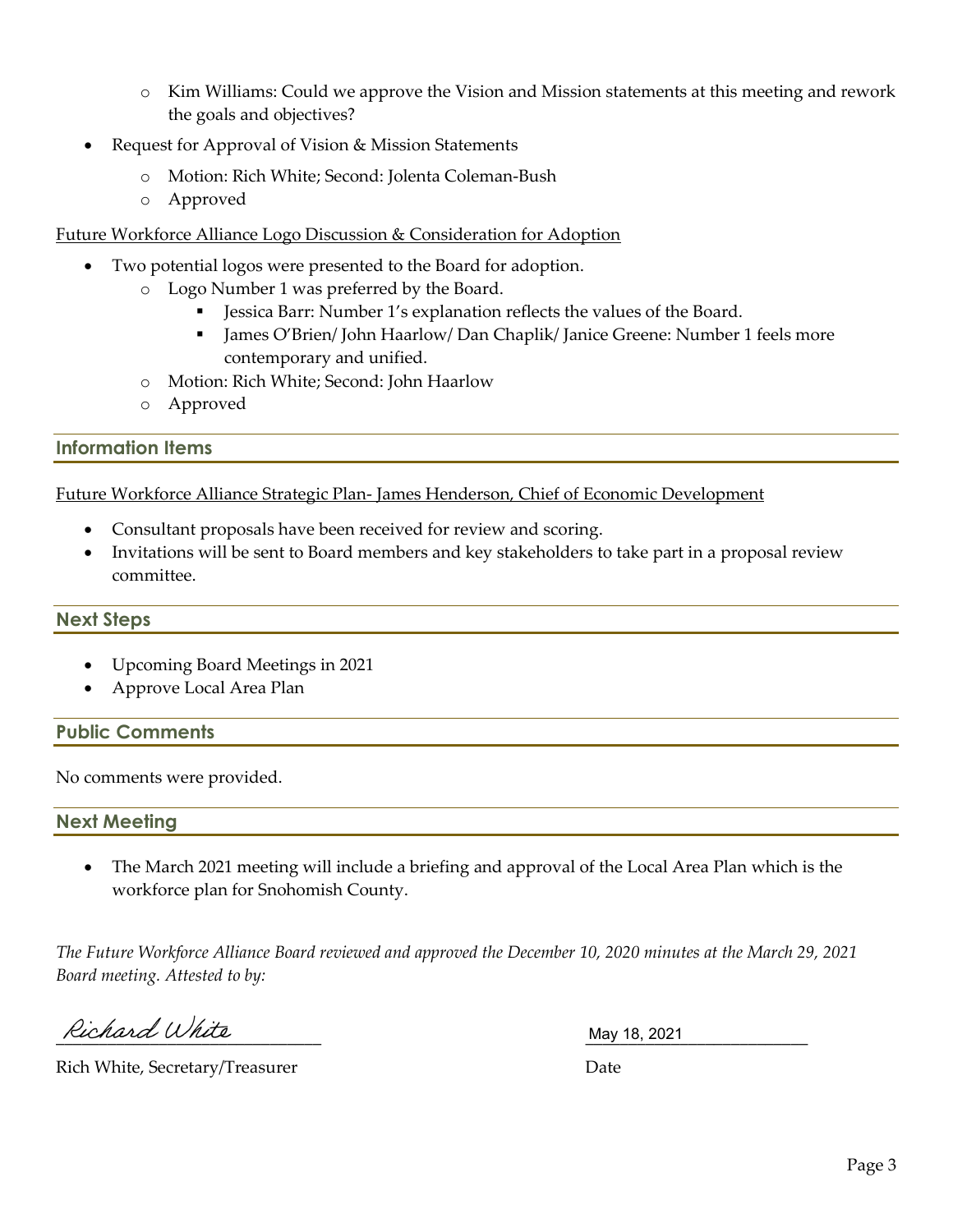- Kim Williams: Could we approve the Vision and Mission statements at this meeting and rework the goals and objectives?

- Request for Approval of Vision & Mission Statements
  - Motion: Rich White; Second: Jolenta Coleman-Bush
  - Approved

Future Workforce Alliance Logo Discussion & Consideration for Adoption

- Two potential logos were presented to the Board for adoption.
  - Logo Number 1 was preferred by the Board.
    - Jessica Barr: Number 1's explanation reflects the values of the Board.
    - James O'Brien/ John Haarlow/ Dan Chaplik/ Janice Greene: Number 1 feels more contemporary and unified.
  - Motion: Rich White; Second: John Haarlow
  - Approved

## Information Items

Future Workforce Alliance Strategic Plan- James Henderson, Chief of Economic Development

- Consultant proposals have been received for review and scoring.
- Invitations will be sent to Board members and key stakeholders to take part in a proposal review committee.

## Next Steps

- Upcoming Board Meetings in 2021
- Approve Local Area Plan

## Public Comments

No comments were provided.

## Next Meeting

- The March 2021 meeting will include a briefing and approval of the Local Area Plan which is the workforce plan for Snohomish County.

*The Future Workforce Alliance Board reviewed and approved the December 10, 2020 minutes at the March 29, 2021 Board meeting. Attested to by:*

Richard White ______________________ May 18, 2021 ______________________

Rich White, Secretary/Treasurer Date